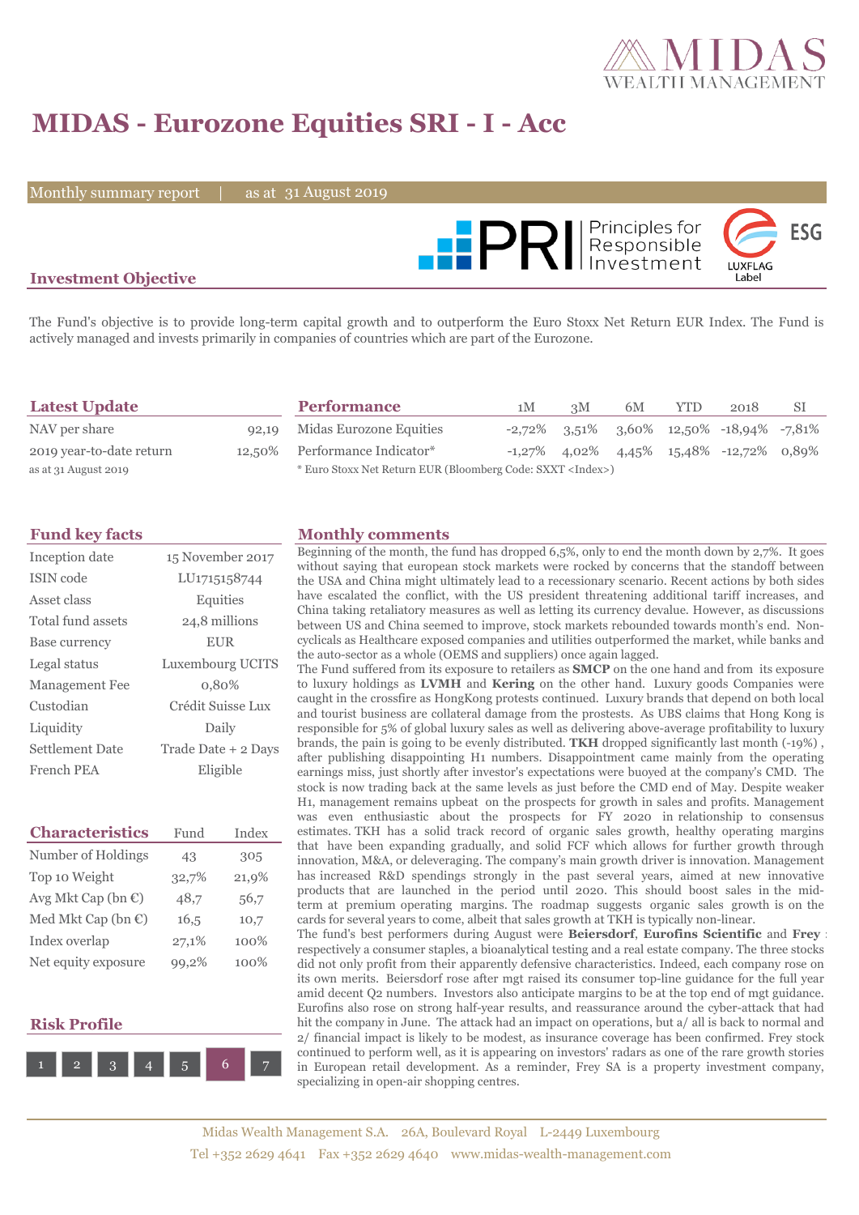# MIDAS - Eurozone Equities SRI - I - Acc

Monthly summary report | as at 31 August 2019

## Investment Objective

The Fund's objective is to provide long-term capital growth and to outperform the Euro Stoxx Net Return EUR Index. The Fund is actively managed and invests primarily in companies of countries which are part of the Eurozone.

## Latest Update

| | |
|---|---|
| NAV per share | 92,19 |
| 2019 year-to-date return | 12,50% |

as at 31 August 2019

## Performance

| | 1M | 3M | 6M | YTD | 2018 | SI |
|---|---|---|---|---|---|---|
| Midas Eurozone Equities | -2,72% | 3,51% | 3,60% | 12,50% | -18,94% | -7,81% |
| Performance Indicator* | -1,27% | 4,02% | 4,45% | 15,48% | -12,72% | 0,89% |

\* Euro Stoxx Net Return EUR (Bloomberg Code: SXXT <Index>)

## Fund key facts

| | |
|---|---|
| Inception date | 15 November 2017 |
| ISIN code | LU1715158744 |
| Asset class | Equities |
| Total fund assets | 24,8 millions |
| Base currency | EUR |
| Legal status | Luxembourg UCITS |
| Management Fee | 0,80% |
| Custodian | Crédit Suisse Lux |
| Liquidity | Daily |
| Settlement Date | Trade Date + 2 Days |
| French PEA | Eligible |

## Characteristics

| | Fund | Index |
|---|---|---|
| Number of Holdings | 43 | 305 |
| Top 10 Weight | 32,7% | 21,9% |
| Avg Mkt Cap (bn €) | 48,7 | 56,7 |
| Med Mkt Cap (bn €) | 16,5 | 10,7 |
| Index overlap | 27,1% | 100% |
| Net equity exposure | 99,2% | 100% |

## Risk Profile

1 2 3 4 5 **6** 7

## Monthly comments

Beginning of the month, the fund has dropped 6,5%, only to end the month down by 2,7%. It goes without saying that european stock markets were rocked by concerns that the standoff between the USA and China might ultimately lead to a recessionary scenario. Recent actions by both sides have escalated the conflict, with the US president threatening additional tariff increases, and China taking retaliatory measures as well as letting its currency devalue. However, as discussions between US and China seemed to improve, stock markets rebounded towards month's end. Non-cyclicals as Healthcare exposed companies and utilities outperformed the market, while banks and the auto-sector as a whole (OEMS and suppliers) once again lagged.

The Fund suffered from its exposure to retailers as **SMCP** on the one hand and from its exposure to luxury holdings as **LVMH** and **Kering** on the other hand. Luxury goods Companies were caught in the crossfire as HongKong protests continued. Luxury brands that depend on both local and tourist business are collateral damage from the prostests. As UBS claims that Hong Kong is responsible for 5% of global luxury sales as well as delivering above-average profitability to luxury brands, the pain is going to be evenly distributed. **TKH** dropped significantly last month (-19%), after publishing disappointing H1 numbers. Disappointment came mainly from the operating earnings miss, just shortly after investor's expectations were buoyed at the company's CMD. The stock is now trading back at the same levels as just before the CMD end of May. Despite weaker H1, management remains upbeat on the prospects for growth in sales and profits. Management was even enthusiastic about the prospects for FY 2020 in relationship to consensus estimates. TKH has a solid track record of organic sales growth, healthy operating margins that have been expanding gradually, and solid FCF which allows for further growth through innovation, M&A, or deleveraging. The company's main growth driver is innovation. Management has increased R&D spendings strongly in the past several years, aimed at new innovative products that are launched in the period until 2020. This should boost sales in the mid-term at premium operating margins. The roadmap suggests organic sales growth is on the cards for several years to come, albeit that sales growth at TKH is typically non-linear.

The fund's best performers during August were **Beiersdorf**, **Eurofins Scientific** and **Frey** : respectively a consumer staples, a bioanalytical testing and a real estate company. The three stocks did not only profit from their apparently defensive characteristics. Indeed, each company rose on its own merits. Beiersdorf rose after mgt raised its consumer top-line guidance for the full year amid decent Q2 numbers. Investors also anticipate margins to be at the top end of mgt guidance. Eurofins also rose on strong half-year results, and reassurance around the cyber-attack that had hit the company in June. The attack had an impact on operations, but a/ all is back to normal and 2/ financial impact is likely to be modest, as insurance coverage has been confirmed. Frey stock continued to perform well, as it is appearing on investors' radars as one of the rare growth stories in European retail development. As a reminder, Frey SA is a property investment company, specializing in open-air shopping centres.

Midas Wealth Management S.A. 26A, Boulevard Royal L-2449 Luxembourg
Tel +352 2629 4641 Fax +352 2629 4640 www.midas-wealth-management.com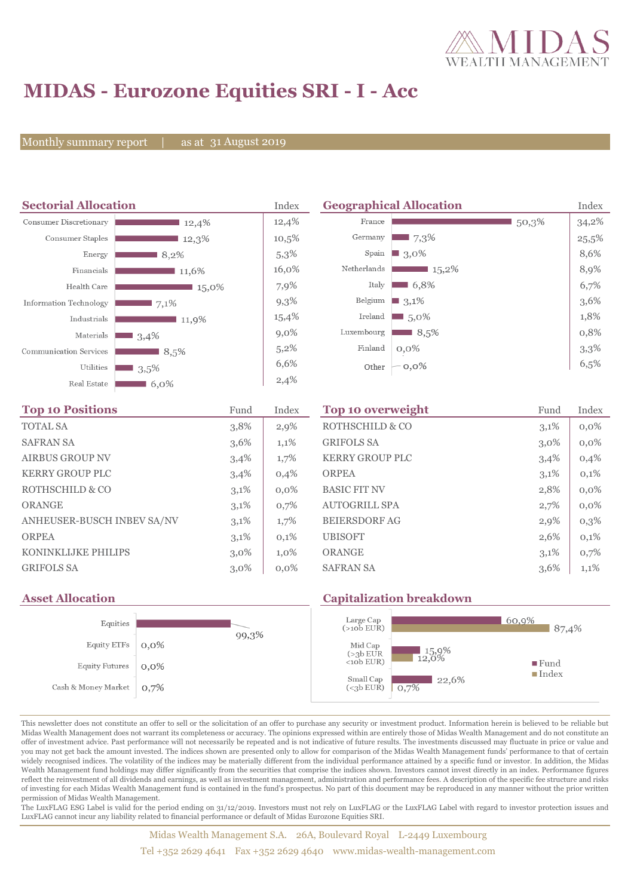# MIDAS - Eurozone Equities SRI - I - Acc

Monthly summary report | as at 31 August 2019

## Sectorial Allocation

Index

Consumer Discretionary 12,4% — 12,4%
Consumer Staples 12,3% — 10,5%
Energy 8,2% — 5,3%
Financials 11,6% — 16,0%
Health Care 15,0% — 7,9%
Information Technology 7,1% — 9,3%
Industrials 11,9% — 15,4%
Materials 3,4% — 9,0%
Communication Services 8,5% — 5,2%
Utilities 3,5% — 6,6%
Real Estate 6,0% — 2,4%

## Geographical Allocation

Index

France 50,3% — 34,2%
Germany 7,3% — 25,5%
Spain 3,0% — 8,6%
Netherlands 15,2% — 8,9%
Italy 6,8% — 6,7%
Belgium 3,1% — 3,6%
Ireland 5,0% — 1,8%
Luxembourg 8,5% — 0,8%
Finland 0,0% — 3,3%
Other 0,0% — 6,5%

## Top 10 Positions

| Top 10 Positions | Fund | Index |
|---|---|---|
| TOTAL SA | 3,8% | 2,9% |
| SAFRAN SA | 3,6% | 1,1% |
| AIRBUS GROUP NV | 3,4% | 1,7% |
| KERRY GROUP PLC | 3,4% | 0,4% |
| ROTHSCHILD & CO | 3,1% | 0,0% |
| ORANGE | 3,1% | 0,7% |
| ANHEUSER-BUSCH INBEV SA/NV | 3,1% | 1,7% |
| ORPEA | 3,1% | 0,1% |
| KONINKLIJKE PHILIPS | 3,0% | 1,0% |
| GRIFOLS SA | 3,0% | 0,0% |

## Top 10 overweight

| Top 10 overweight | Fund | Index |
|---|---|---|
| ROTHSCHILD & CO | 3,1% | 0,0% |
| GRIFOLS SA | 3,0% | 0,0% |
| KERRY GROUP PLC | 3,4% | 0,4% |
| ORPEA | 3,1% | 0,1% |
| BASIC FIT NV | 2,8% | 0,0% |
| AUTOGRILL SPA | 2,7% | 0,0% |
| BEIERSDORF AG | 2,9% | 0,3% |
| UBISOFT | 2,6% | 0,1% |
| ORANGE | 3,1% | 0,7% |
| SAFRAN SA | 3,6% | 1,1% |

## Asset Allocation

Equities 99,3%
Equity ETFs 0,0%
Equity Futures 0,0%
Cash & Money Market 0,7%

## Capitalization breakdown

Large Cap (>10b EUR) 60,9% 87,4%
Mid Cap (>3b EUR <10b EUR) 15,9% 12,0%
Small Cap (<3b EUR) 22,6% 0,7%
Fund
Index

This newsletter does not constitute an offer to sell or the solicitation of an offer to purchase any security or investment product. Information herein is believed to be reliable but Midas Wealth Management does not warrant its completeness or accuracy. The opinions expressed within are entirely those of Midas Wealth Management and do not constitute an offer of investment advice. Past performance will not necessarily be repeated and is not indicative of future results. The investments discussed may fluctuate in price or value and you may not get back the amount invested. The indices shown are presented only to allow for comparison of the Midas Wealth Management funds' performance to that of certain widely recognised indices. The volatility of the indices may be materially different from the individual performance attained by a specific fund or investor. In addition, the Midas Wealth Management fund holdings may differ significantly from the securities that comprise the indices shown. Investors cannot invest directly in an index. Performance figures reflect the reinvestment of all dividends and earnings, as well as investment management, administration and performance fees. A description of the specific fee structure and risks of investing for each Midas Wealth Management fund is contained in the fund's prospectus. No part of this document may be reproduced in any manner without the prior written permission of Midas Wealth Management.

The LuxFLAG ESG Label is valid for the period ending on 31/12/2019. Investors must not rely on LuxFLAG or the LuxFLAG Label with regard to investor protection issues and LuxFLAG cannot incur any liability related to financial performance or default of Midas Eurozone Equities SRI.

Midas Wealth Management S.A. 26A, Boulevard Royal L-2449 Luxembourg

Tel +352 2629 4641 Fax +352 2629 4640 www.midas-wealth-management.com